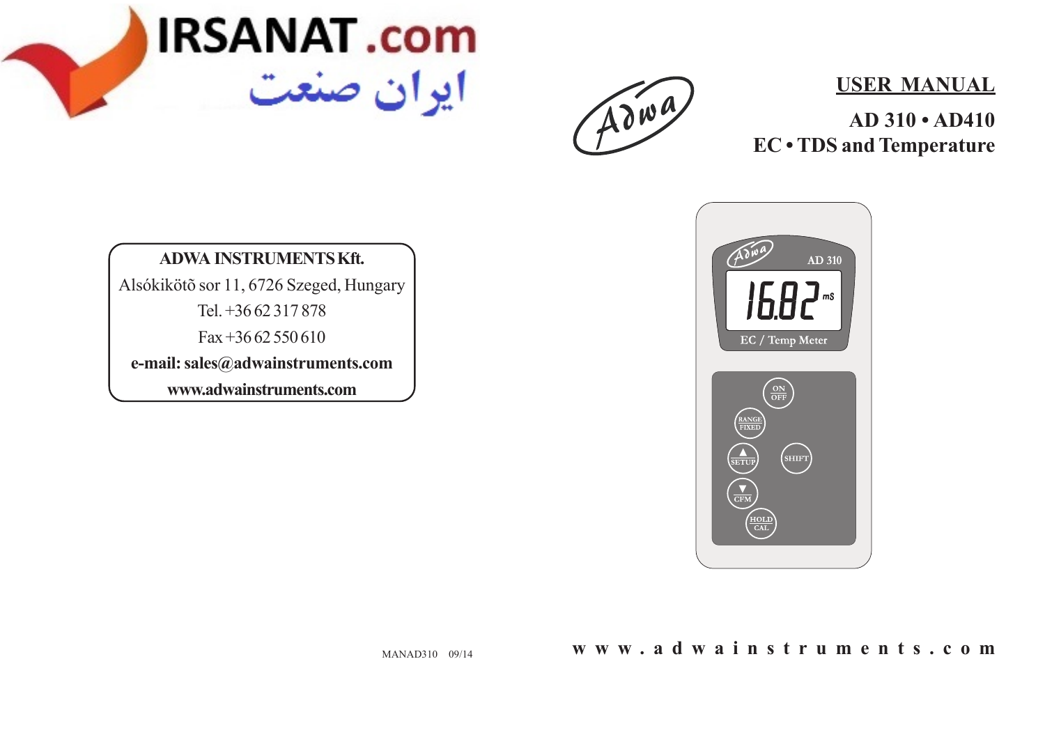IRSANAT.com

ایران صنعت

# USER MANUAL

## AD 310 • AD410
## EC • TDS and Temperature

**ADWA INSTRUMENTS Kft.**
Alsókikötõ sor 11, 6726 Szeged, Hungary
Tel. +36 62 317 878
Fax +36 62 550 610
**e-mail: sales@adwainstruments.com**
**www.adwainstruments.com**

MANAD310 09/14

**www.adwainstruments.com**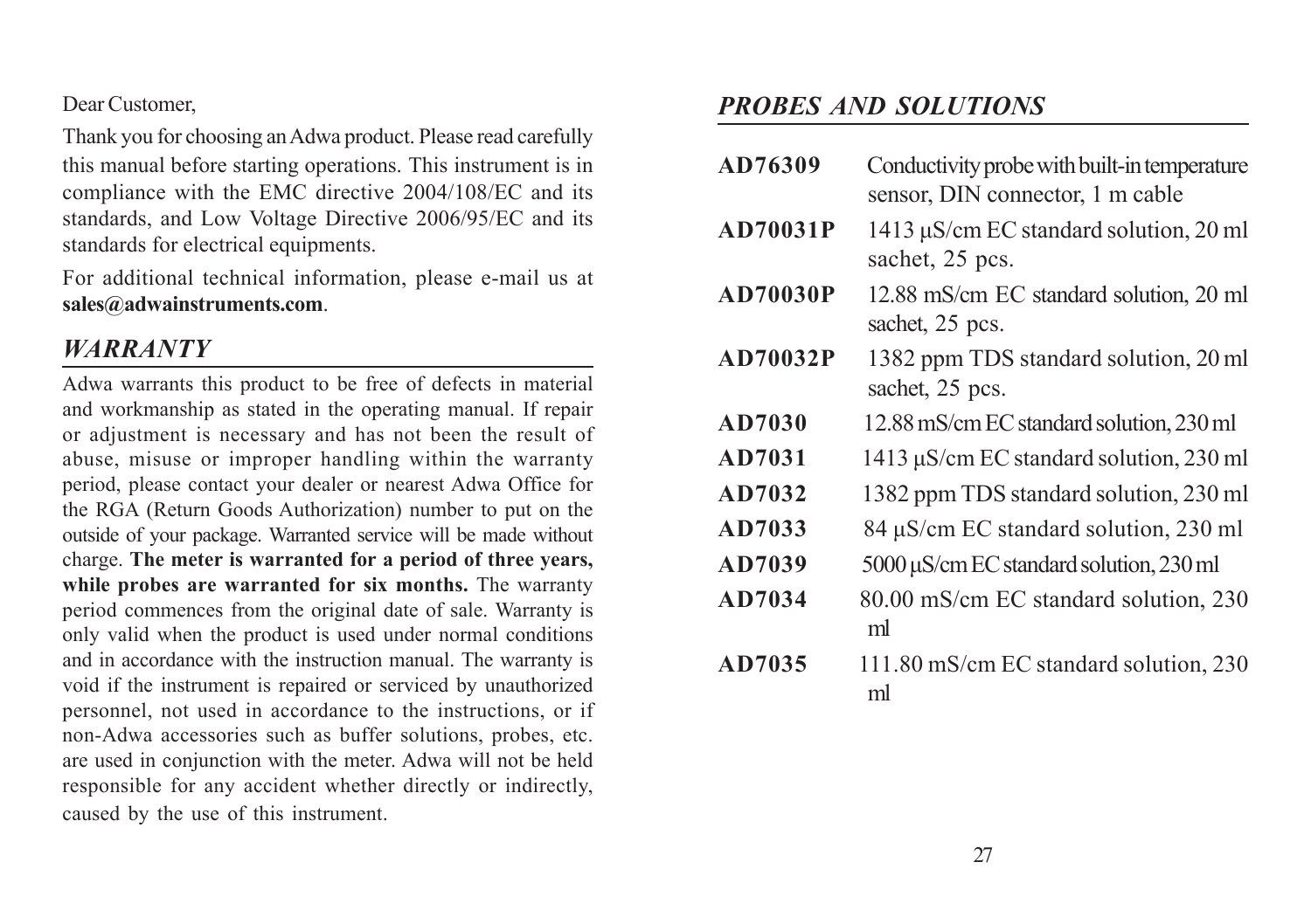Dear Customer,

Thank you for choosing an Adwa product. Please read carefully this manual before starting operations. This instrument is in compliance with the EMC directive 2004/108/EC and its standards, and Low Voltage Directive 2006/95/EC and its standards for electrical equipments.

For additional technical information, please e-mail us at **sales@adwainstruments.com**.

## *WARRANTY*

Adwa warrants this product to be free of defects in material and workmanship as stated in the operating manual. If repair or adjustment is necessary and has not been the result of abuse, misuse or improper handling within the warranty period, please contact your dealer or nearest Adwa Office for the RGA (Return Goods Authorization) number to put on the outside of your package. Warranted service will be made without charge. **The meter is warranted for a period of three years, while probes are warranted for six months.** The warranty period commences from the original date of sale. Warranty is only valid when the product is used under normal conditions and in accordance with the instruction manual. The warranty is void if the instrument is repaired or serviced by unauthorized personnel, not used in accordance to the instructions, or if non-Adwa accessories such as buffer solutions, probes, etc. are used in conjunction with the meter. Adwa will not be held responsible for any accident whether directly or indirectly, caused by the use of this instrument.

## *PROBES AND SOLUTIONS*

| | |
|---|---|
| **AD76309** | Conductivity probe with built-in temperature sensor, DIN connector, 1 m cable |
| **AD70031P** | 1413 µS/cm EC standard solution, 20 ml sachet, 25 pcs. |
| **AD70030P** | 12.88 mS/cm EC standard solution, 20 ml sachet, 25 pcs. |
| **AD70032P** | 1382 ppm TDS standard solution, 20 ml sachet, 25 pcs. |
| **AD7030** | 12.88 mS/cm EC standard solution, 230 ml |
| **AD7031** | 1413 µS/cm EC standard solution, 230 ml |
| **AD7032** | 1382 ppm TDS standard solution, 230 ml |
| **AD7033** | 84 µS/cm EC standard solution, 230 ml |
| **AD7039** | 5000 µS/cm EC standard solution, 230 ml |
| **AD7034** | 80.00 mS/cm EC standard solution, 230 ml |
| **AD7035** | 111.80 mS/cm EC standard solution, 230 ml |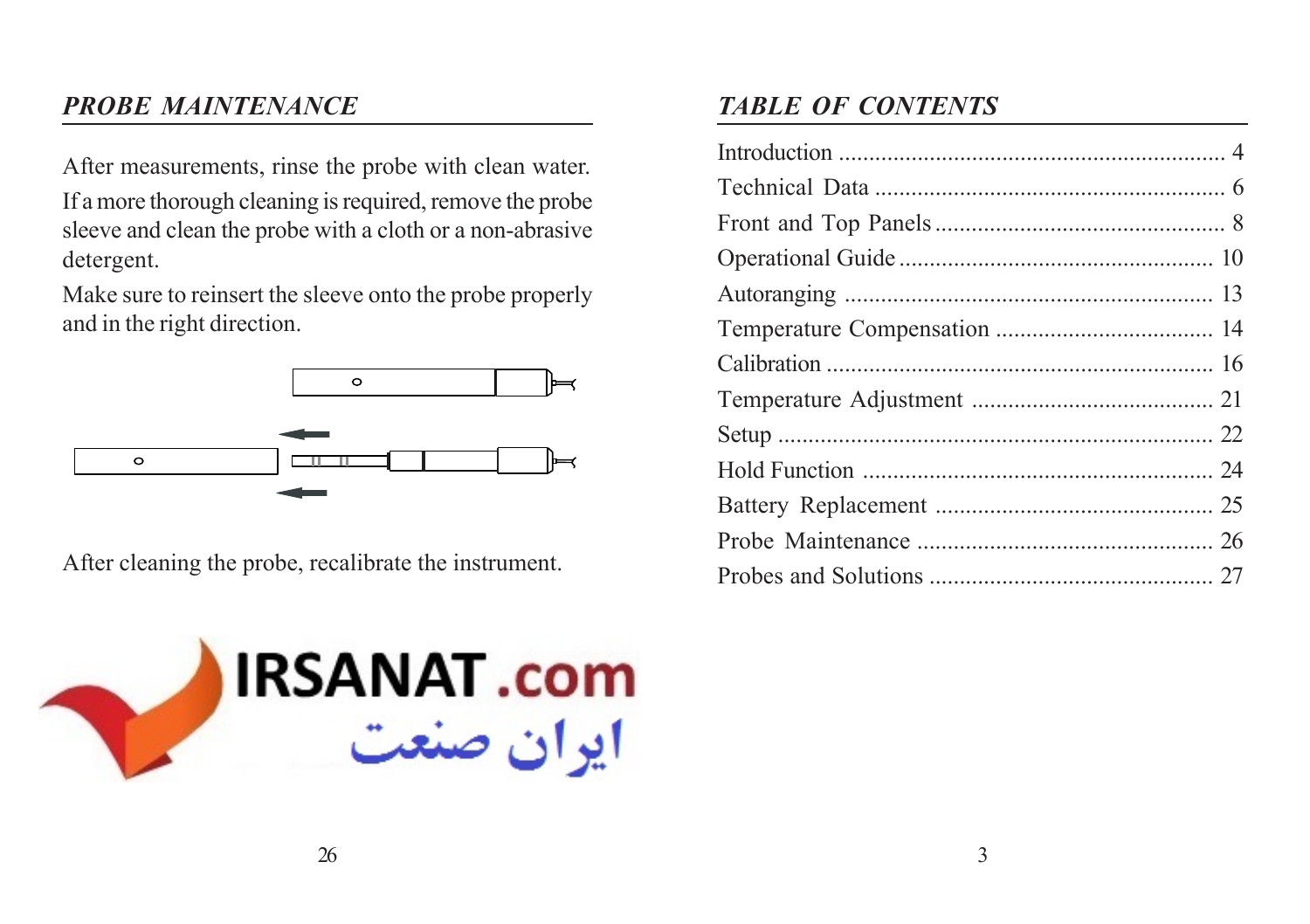## *PROBE MAINTENANCE*

After measurements, rinse the probe with clean water.

If a more thorough cleaning is required, remove the probe sleeve and clean the probe with a cloth or a non-abrasive detergent.

Make sure to reinsert the sleeve onto the probe properly and in the right direction.

After cleaning the probe, recalibrate the instrument.

IRSANAT .com

ایران صنعت

## *TABLE OF CONTENTS*

| Section | Page |
|---|---|
| Introduction | 4 |
| Technical Data | 6 |
| Front and Top Panels | 8 |
| Operational Guide | 10 |
| Autoranging | 13 |
| Temperature Compensation | 14 |
| Calibration | 16 |
| Temperature Adjustment | 21 |
| Setup | 22 |
| Hold Function | 24 |
| Battery Replacement | 25 |
| Probe Maintenance | 26 |
| Probes and Solutions | 27 |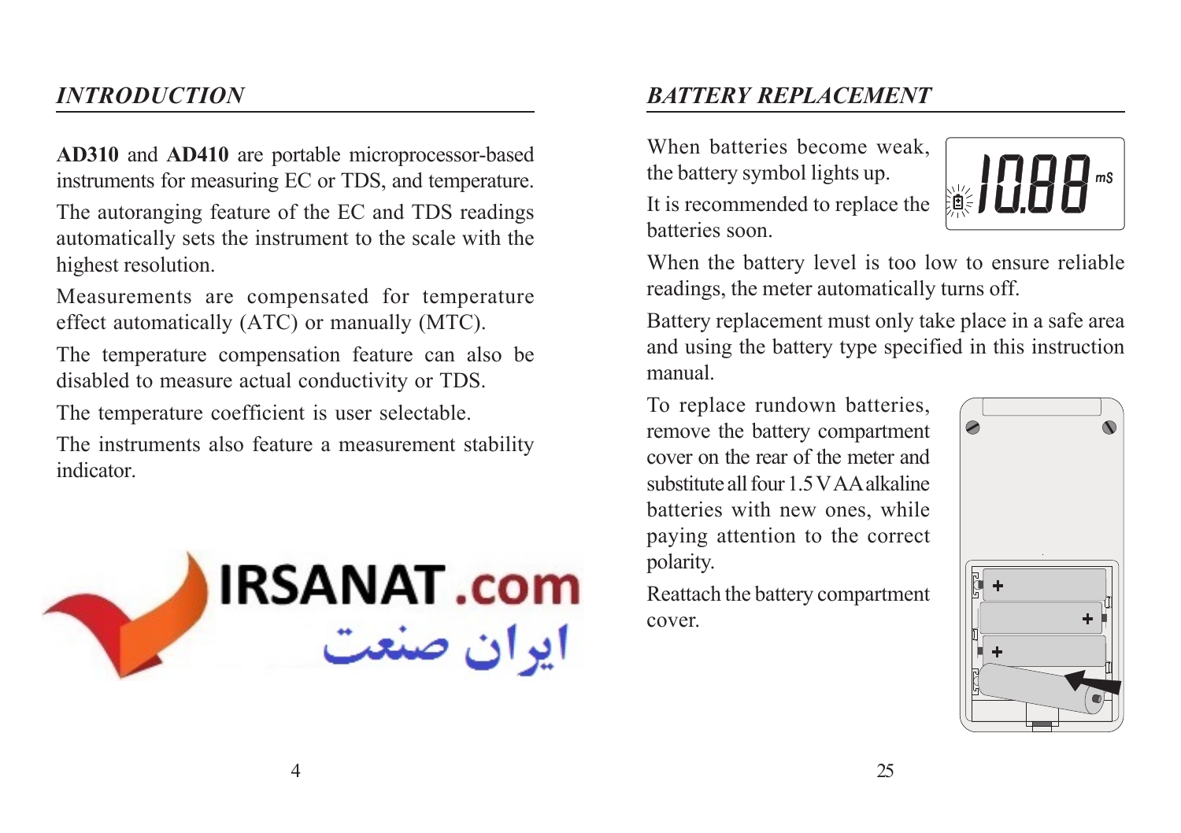## *INTRODUCTION*

**AD310** and **AD410** are portable microprocessor-based instruments for measuring EC or TDS, and temperature.

The autoranging feature of the EC and TDS readings automatically sets the instrument to the scale with the highest resolution.

Measurements are compensated for temperature effect automatically (ATC) or manually (MTC).

The temperature compensation feature can also be disabled to measure actual conductivity or TDS.

The temperature coefficient is user selectable.

The instruments also feature a measurement stability indicator.

## *BATTERY REPLACEMENT*

When batteries become weak, the battery symbol lights up.

It is recommended to replace the batteries soon.

When the battery level is too low to ensure reliable readings, the meter automatically turns off.

Battery replacement must only take place in a safe area and using the battery type specified in this instruction manual.

To replace rundown batteries, remove the battery compartment cover on the rear of the meter and substitute all four 1.5 V AA alkaline batteries with new ones, while paying attention to the correct polarity.

Reattach the battery compartment cover.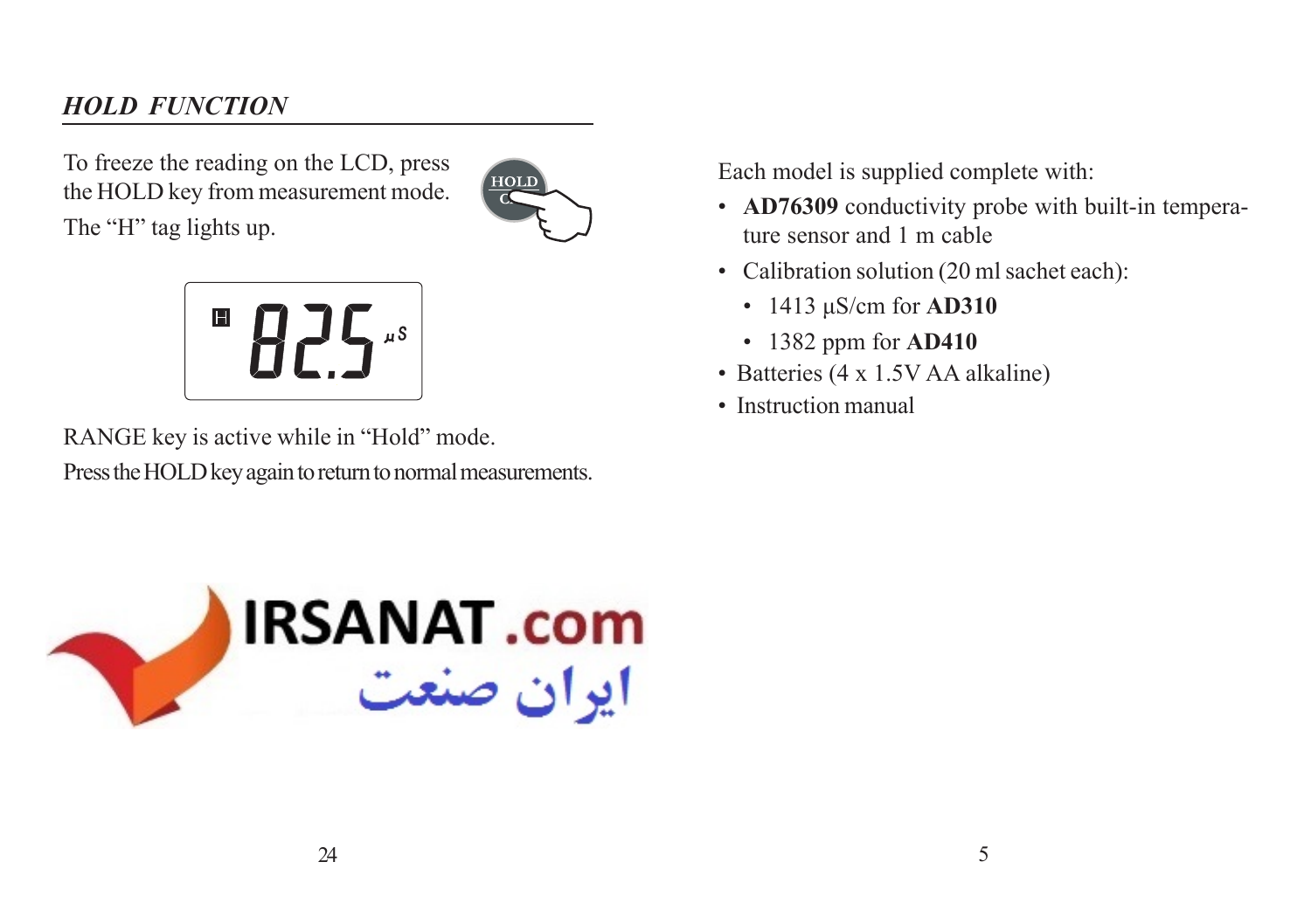## *HOLD FUNCTION*

To freeze the reading on the LCD, press the HOLD key from measurement mode. The "H" tag lights up.

RANGE key is active while in "Hold" mode.

Press the HOLD key again to return to normal measurements.

Each model is supplied complete with:

- **AD76309** conductivity probe with built-in temperature sensor and 1 m cable
- Calibration solution (20 ml sachet each):
  - 1413 µS/cm for **AD310**
  - 1382 ppm for **AD410**
- Batteries (4 x 1.5V AA alkaline)
- Instruction manual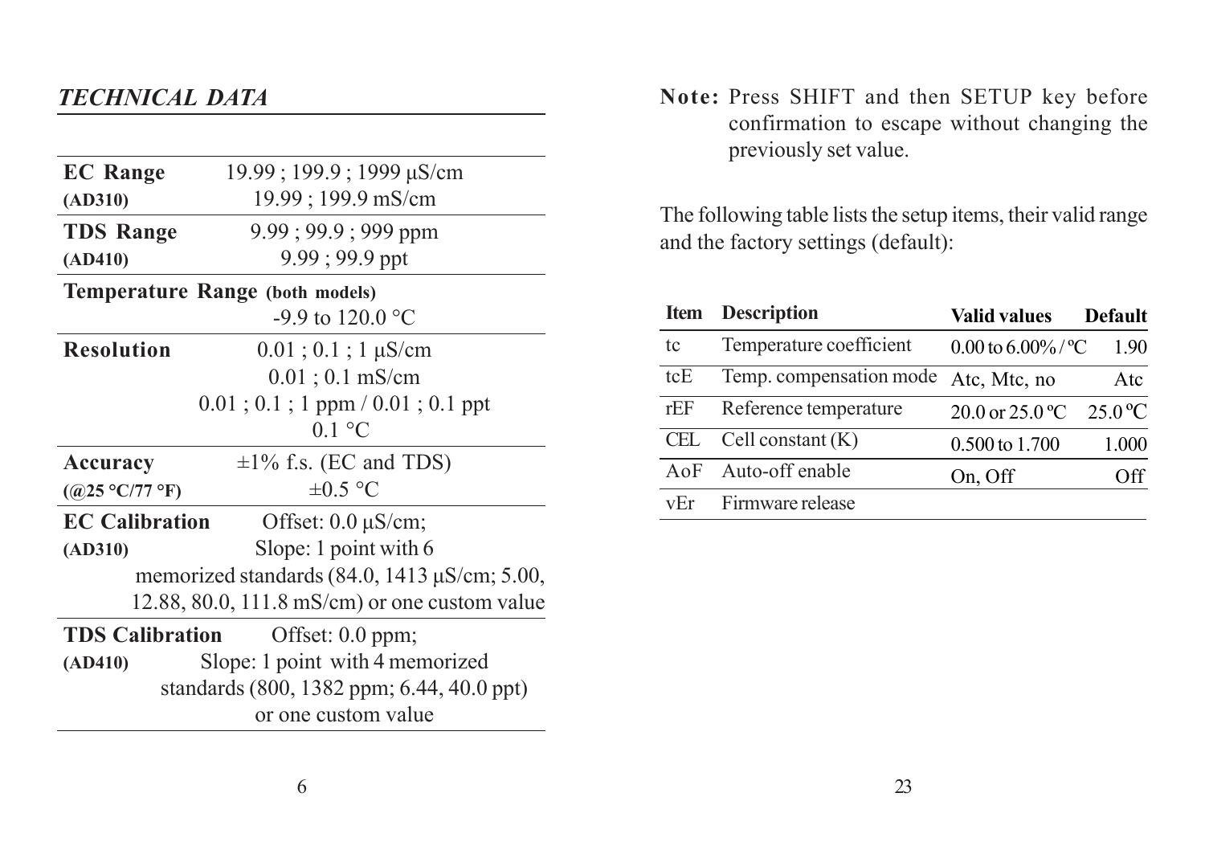## *TECHNICAL DATA*

| | |
|---|---|
| **EC Range (AD310)** | 19.99 ; 199.9 ; 1999 µS/cm<br>19.99 ; 199.9 mS/cm |
| **TDS Range (AD410)** | 9.99 ; 99.9 ; 999 ppm<br>9.99 ; 99.9 ppt |
| **Temperature Range (both models)** | -9.9 to 120.0 °C |
| **Resolution** | 0.01 ; 0.1 ; 1 µS/cm<br>0.01 ; 0.1 mS/cm<br>0.01 ; 0.1 ; 1 ppm / 0.01 ; 0.1 ppt<br>0.1 °C |
| **Accuracy (@25 °C/77 °F)** | ±1% f.s. (EC and TDS)<br>±0.5 °C |
| **EC Calibration (AD310)** | Offset: 0.0 µS/cm;<br>Slope: 1 point with 6 memorized standards (84.0, 1413 µS/cm; 5.00, 12.88, 80.0, 111.8 mS/cm) or one custom value |
| **TDS Calibration (AD410)** | Offset: 0.0 ppm;<br>Slope: 1 point with 4 memorized standards (800, 1382 ppm; 6.44, 40.0 ppt) or one custom value |

**Note:** Press SHIFT and then SETUP key before confirmation to escape without changing the previously set value.

The following table lists the setup items, their valid range and the factory settings (default):

| Item | Description | Valid values | Default |
|---|---|---|---|
| tc | Temperature coefficient | 0.00 to 6.00% / ºC | 1.90 |
| tcE | Temp. compensation mode | Atc, Mtc, no | Atc |
| rEF | Reference temperature | 20.0 or 25.0 ºC | 25.0 ºC |
| CEL | Cell constant (K) | 0.500 to 1.700 | 1.000 |
| AoF | Auto-off enable | On, Off | Off |
| vEr | Firmware release | | |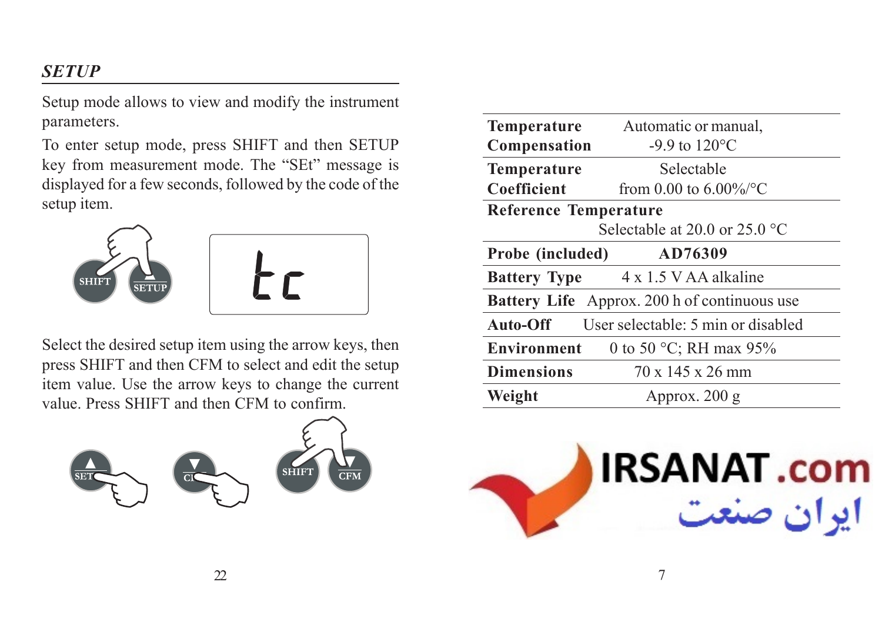## *SETUP*

Setup mode allows to view and modify the instrument parameters.

To enter setup mode, press SHIFT and then SETUP key from measurement mode. The "SEt" message is displayed for a few seconds, followed by the code of the setup item.

Select the desired setup item using the arrow keys, then press SHIFT and then CFM to select and edit the setup item value. Use the arrow keys to change the current value. Press SHIFT and then CFM to confirm.

| | |
|---|---|
| **Temperature Compensation** | Automatic or manual, -9.9 to 120°C |
| **Temperature Coefficient** | Selectable from 0.00 to 6.00%/°C |
| **Reference Temperature** | Selectable at 20.0 or 25.0 °C |
| **Probe (included)** | **AD76309** |
| **Battery Type** | 4 x 1.5 V AA alkaline |
| **Battery Life** | Approx. 200 h of continuous use |
| **Auto-Off** | User selectable: 5 min or disabled |
| **Environment** | 0 to 50 °C; RH max 95% |
| **Dimensions** | 70 x 145 x 26 mm |
| **Weight** | Approx. 200 g |

IRSANAT.com
ایران صنعت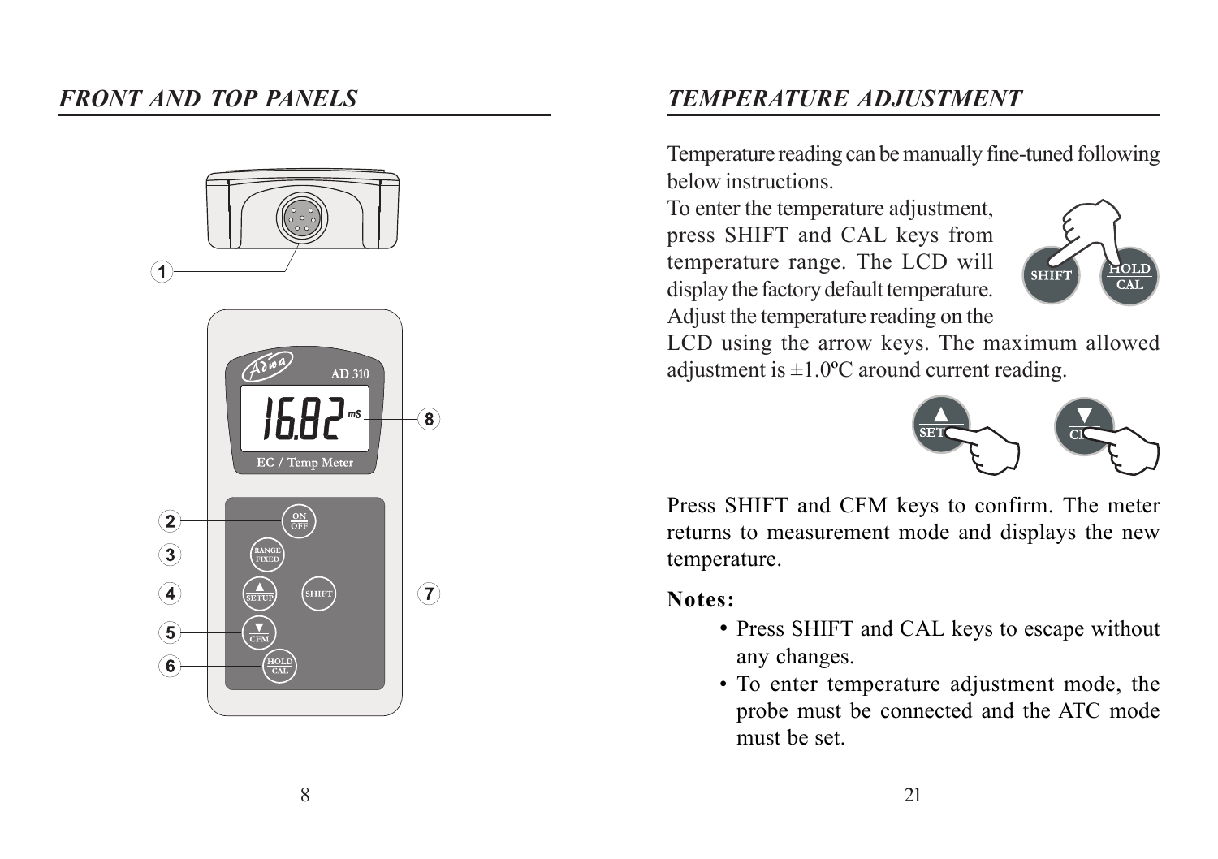## *FRONT AND TOP PANELS*

## *TEMPERATURE ADJUSTMENT*

Temperature reading can be manually fine-tuned following below instructions.

To enter the temperature adjustment, press SHIFT and CAL keys from temperature range. The LCD will display the factory default temperature. Adjust the temperature reading on the LCD using the arrow keys. The maximum allowed adjustment is ±1.0ºC around current reading.

Press SHIFT and CFM keys to confirm. The meter returns to measurement mode and displays the new temperature.

**Notes:**

- Press SHIFT and CAL keys to escape without any changes.
- To enter temperature adjustment mode, the probe must be connected and the ATC mode must be set.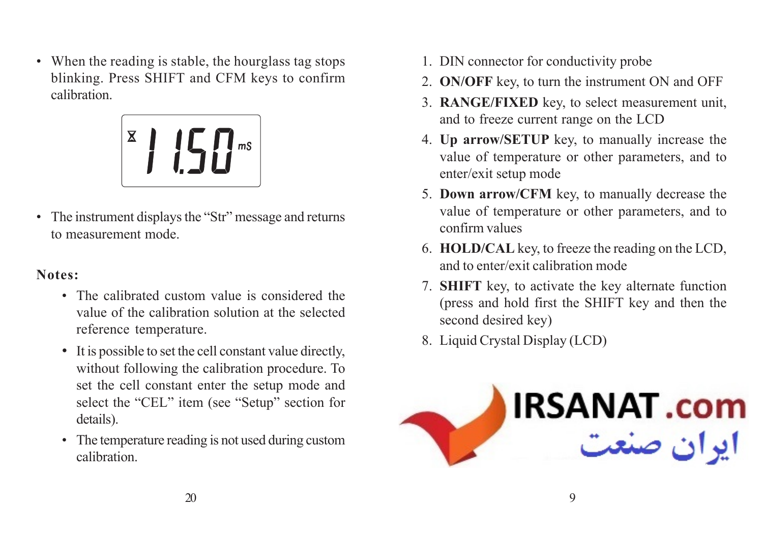- When the reading is stable, the hourglass tag stops blinking. Press SHIFT and CFM keys to confirm calibration.

- The instrument displays the "Str" message and returns to measurement mode.

**Notes:**

- The calibrated custom value is considered the value of the calibration solution at the selected reference temperature.
- It is possible to set the cell constant value directly, without following the calibration procedure. To set the cell constant enter the setup mode and select the "CEL" item (see "Setup" section for details).
- The temperature reading is not used during custom calibration.

1. DIN connector for conductivity probe
2. **ON/OFF** key, to turn the instrument ON and OFF
3. **RANGE/FIXED** key, to select measurement unit, and to freeze current range on the LCD
4. **Up arrow/SETUP** key, to manually increase the value of temperature or other parameters, and to enter/exit setup mode
5. **Down arrow/CFM** key, to manually decrease the value of temperature or other parameters, and to confirm values
6. **HOLD/CAL** key, to freeze the reading on the LCD, and to enter/exit calibration mode
7. **SHIFT** key, to activate the key alternate function (press and hold first the SHIFT key and then the second desired key)
8. Liquid Crystal Display (LCD)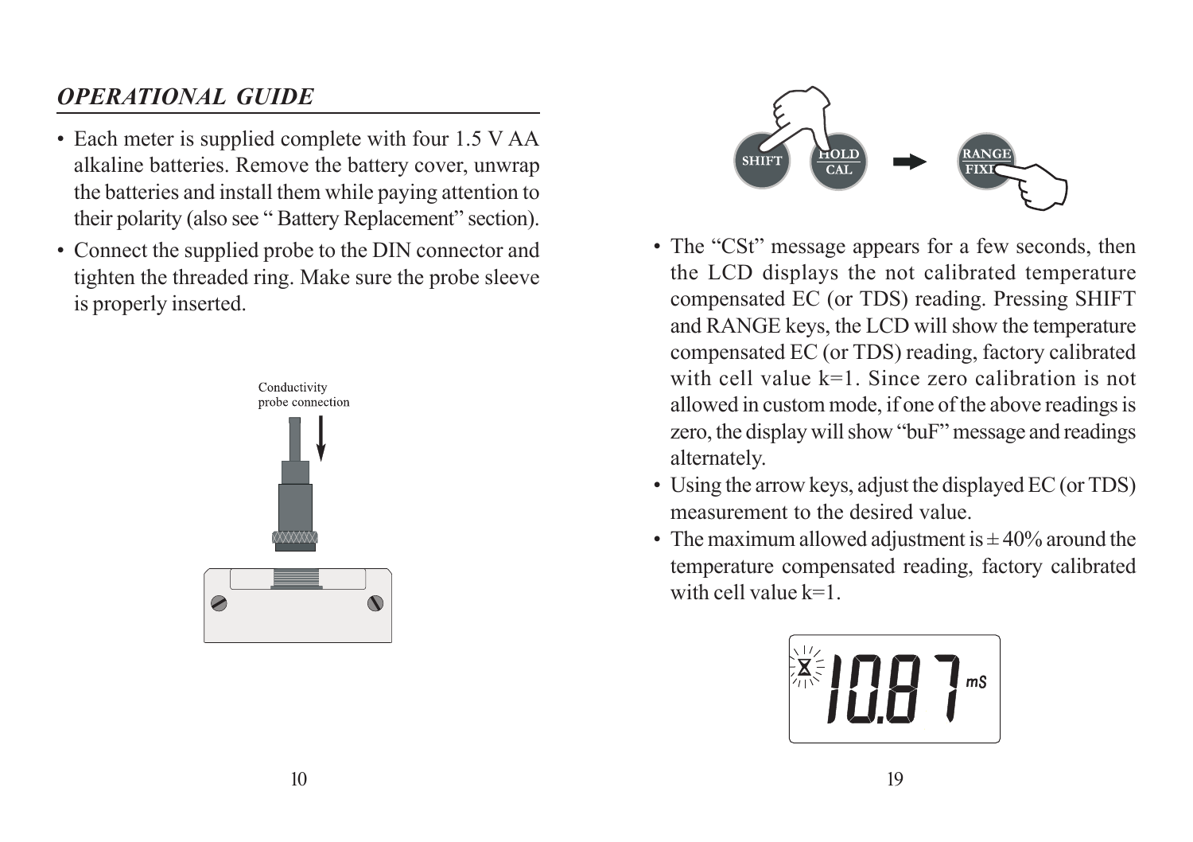## *OPERATIONAL GUIDE*

- Each meter is supplied complete with four 1.5 V AA alkaline batteries. Remove the battery cover, unwrap the batteries and install them while paying attention to their polarity (also see " Battery Replacement" section).
- Connect the supplied probe to the DIN connector and tighten the threaded ring. Make sure the probe sleeve is properly inserted.

Conductivity probe connection

- The "CSt" message appears for a few seconds, then the LCD displays the not calibrated temperature compensated EC (or TDS) reading. Pressing SHIFT and RANGE keys, the LCD will show the temperature compensated EC (or TDS) reading, factory calibrated with cell value k=1. Since zero calibration is not allowed in custom mode, if one of the above readings is zero, the display will show "buF" message and readings alternately.
- Using the arrow keys, adjust the displayed EC (or TDS) measurement to the desired value.
- The maximum allowed adjustment is ± 40% around the temperature compensated reading, factory calibrated with cell value k=1.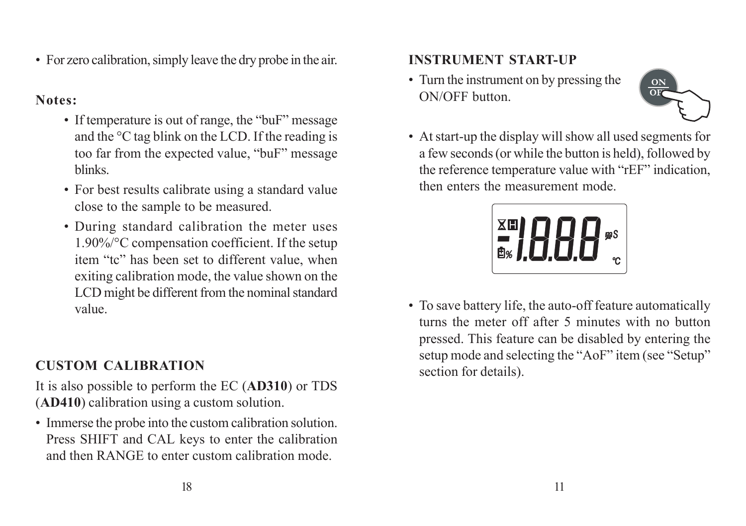- For zero calibration, simply leave the dry probe in the air.

**Notes:**

- If temperature is out of range, the “buF” message and the °C tag blink on the LCD. If the reading is too far from the expected value, “buF” message blinks.
- For best results calibrate using a standard value close to the sample to be measured.
- During standard calibration the meter uses 1.90%/°C compensation coefficient. If the setup item “tc” has been set to different value, when exiting calibration mode, the value shown on the LCD might be different from the nominal standard value.

## CUSTOM CALIBRATION

It is also possible to perform the EC (**AD310**) or TDS (**AD410**) calibration using a custom solution.

- Immerse the probe into the custom calibration solution. Press SHIFT and CAL keys to enter the calibration and then RANGE to enter custom calibration mode.

## INSTRUMENT START-UP

- Turn the instrument on by pressing the ON/OFF button.
- At start-up the display will show all used segments for a few seconds (or while the button is held), followed by the reference temperature value with “rEF” indication, then enters the measurement mode.
- To save battery life, the auto-off feature automatically turns the meter off after 5 minutes with no button pressed. This feature can be disabled by entering the setup mode and selecting the “AoF” item (see “Setup” section for details).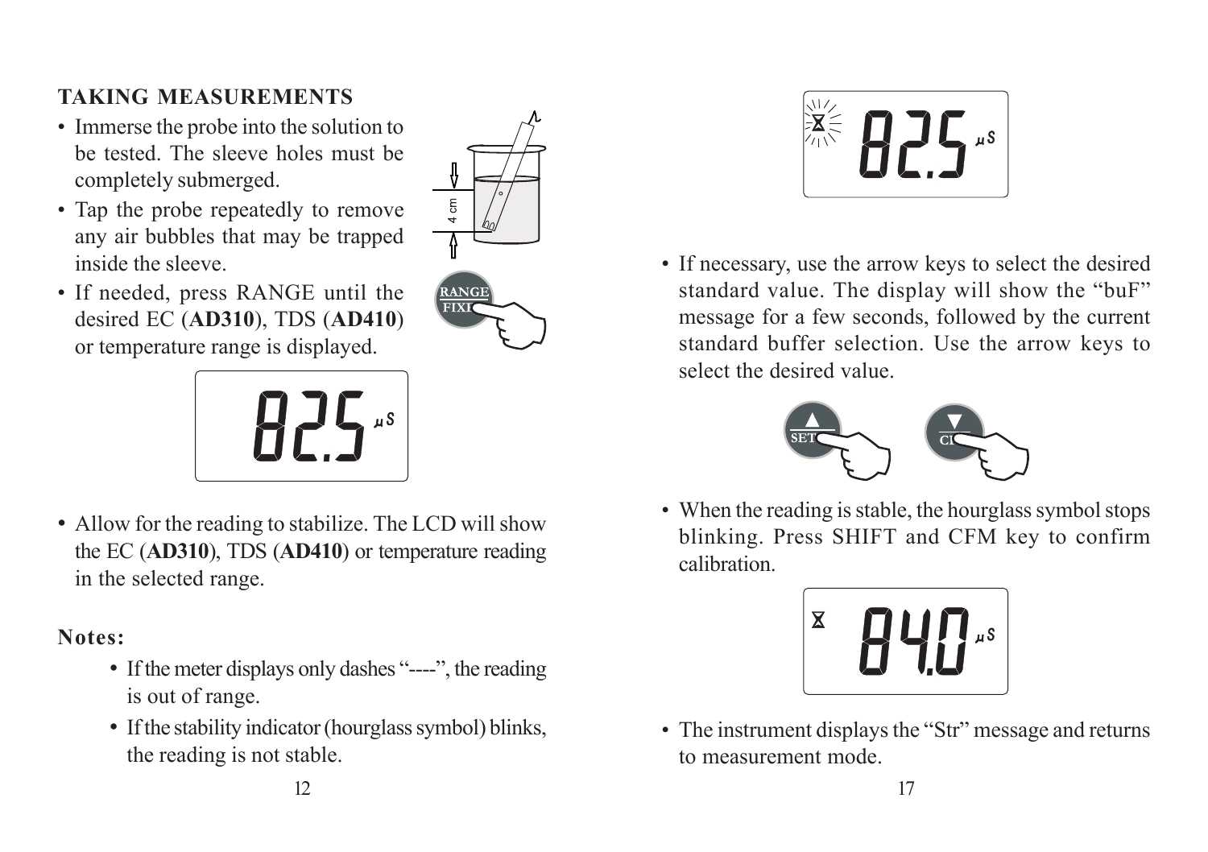## TAKING MEASUREMENTS

- Immerse the probe into the solution to be tested. The sleeve holes must be completely submerged.
- Tap the probe repeatedly to remove any air bubbles that may be trapped inside the sleeve.
- If needed, press RANGE until the desired EC (**AD310**), TDS (**AD410**) or temperature range is displayed.

- Allow for the reading to stabilize. The LCD will show the EC (**AD310**), TDS (**AD410**) or temperature reading in the selected range.

**Notes:**

- If the meter displays only dashes "----", the reading is out of range.
- If the stability indicator (hourglass symbol) blinks, the reading is not stable.

- If necessary, use the arrow keys to select the desired standard value. The display will show the "buF" message for a few seconds, followed by the current standard buffer selection. Use the arrow keys to select the desired value.

- When the reading is stable, the hourglass symbol stops blinking. Press SHIFT and CFM key to confirm calibration.

- The instrument displays the "Str" message and returns to measurement mode.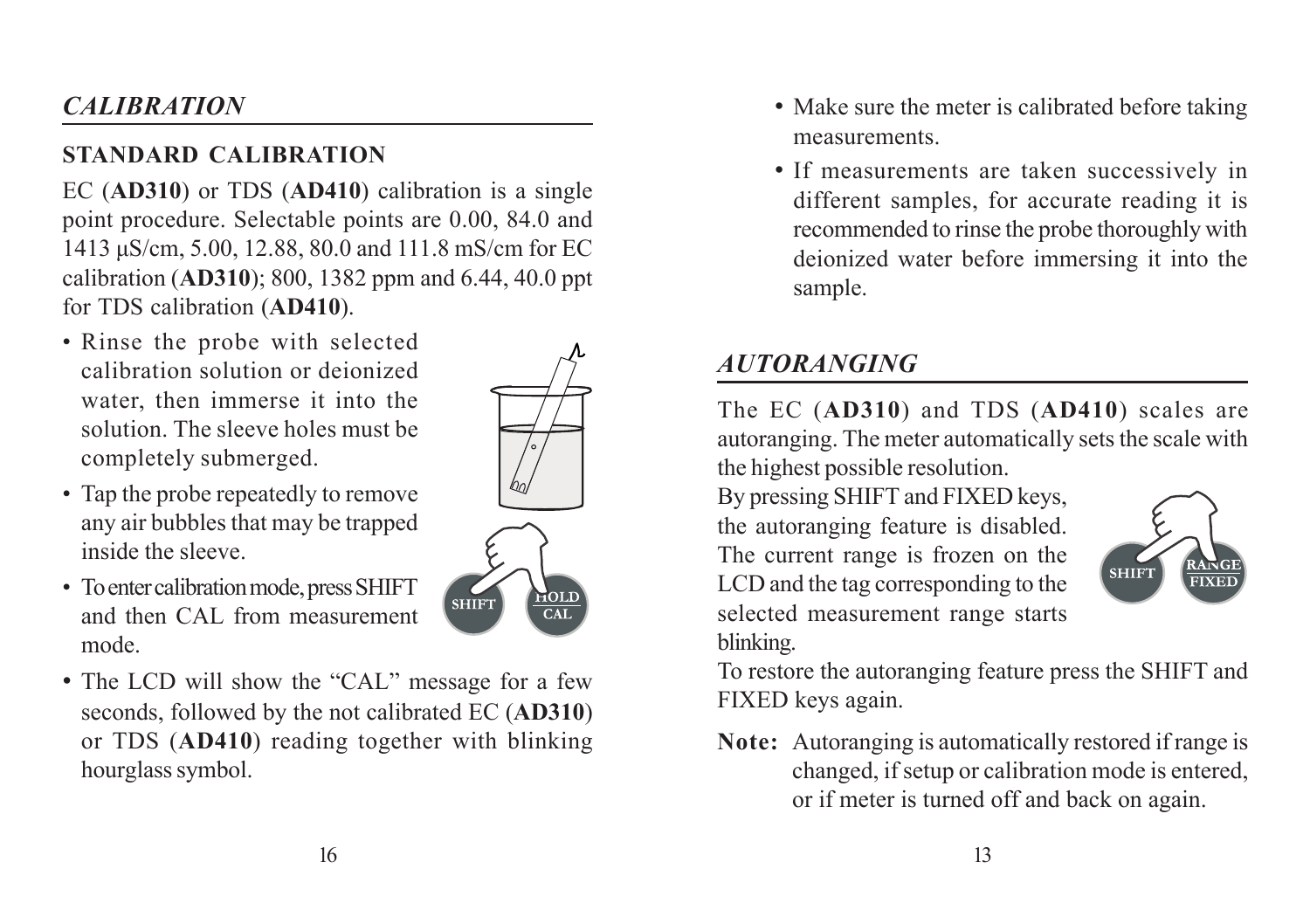## *CALIBRATION*

### STANDARD CALIBRATION

EC (**AD310**) or TDS (**AD410**) calibration is a single point procedure. Selectable points are 0.00, 84.0 and 1413 µS/cm, 5.00, 12.88, 80.0 and 111.8 mS/cm for EC calibration (**AD310**); 800, 1382 ppm and 6.44, 40.0 ppt for TDS calibration (**AD410**).

- Rinse the probe with selected calibration solution or deionized water, then immerse it into the solution. The sleeve holes must be completely submerged.
- Tap the probe repeatedly to remove any air bubbles that may be trapped inside the sleeve.
- To enter calibration mode, press SHIFT and then CAL from measurement mode.
- The LCD will show the "CAL" message for a few seconds, followed by the not calibrated EC (**AD310**) or TDS (**AD410**) reading together with blinking hourglass symbol.

- Make sure the meter is calibrated before taking measurements.
- If measurements are taken successively in different samples, for accurate reading it is recommended to rinse the probe thoroughly with deionized water before immersing it into the sample.

## *AUTORANGING*

The EC (**AD310**) and TDS (**AD410**) scales are autoranging. The meter automatically sets the scale with the highest possible resolution.

By pressing SHIFT and FIXED keys, the autoranging feature is disabled. The current range is frozen on the LCD and the tag corresponding to the selected measurement range starts blinking.

To restore the autoranging feature press the SHIFT and FIXED keys again.

**Note:** Autoranging is automatically restored if range is changed, if setup or calibration mode is entered, or if meter is turned off and back on again.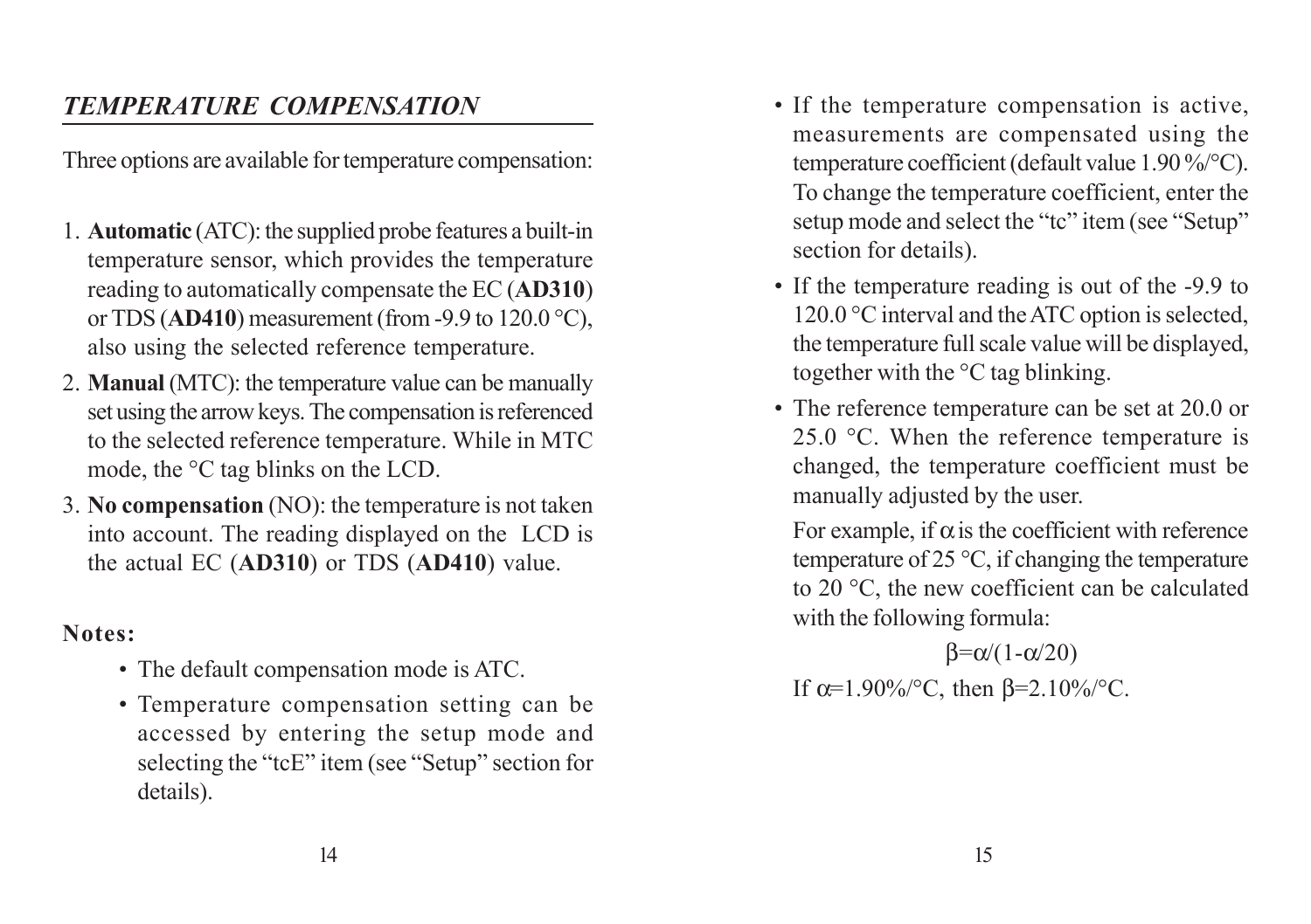## *TEMPERATURE COMPENSATION*

Three options are available for temperature compensation:

1. **Automatic** (ATC): the supplied probe features a built-in temperature sensor, which provides the temperature reading to automatically compensate the EC (**AD310**) or TDS (**AD410**) measurement (from -9.9 to 120.0 °C), also using the selected reference temperature.
2. **Manual** (MTC): the temperature value can be manually set using the arrow keys. The compensation is referenced to the selected reference temperature. While in MTC mode, the °C tag blinks on the LCD.
3. **No compensation** (NO): the temperature is not taken into account. The reading displayed on the LCD is the actual EC (**AD310**) or TDS (**AD410**) value.

**Notes:**

- The default compensation mode is ATC.
- Temperature compensation setting can be accessed by entering the setup mode and selecting the "tcE" item (see "Setup" section for details).
- If the temperature compensation is active, measurements are compensated using the temperature coefficient (default value 1.90 %/°C). To change the temperature coefficient, enter the setup mode and select the "tc" item (see "Setup" section for details).
- If the temperature reading is out of the -9.9 to 120.0 °C interval and the ATC option is selected, the temperature full scale value will be displayed, together with the °C tag blinking.
- The reference temperature can be set at 20.0 or 25.0 °C. When the reference temperature is changed, the temperature coefficient must be manually adjusted by the user.

  For example, if $\alpha$ is the coefficient with reference temperature of 25 °C, if changing the temperature to 20 °C, the new coefficient can be calculated with the following formula:

  $$\beta=\alpha/(1-\alpha/20)$$

  If $\alpha$=1.90%/°C, then $\beta$=2.10%/°C.